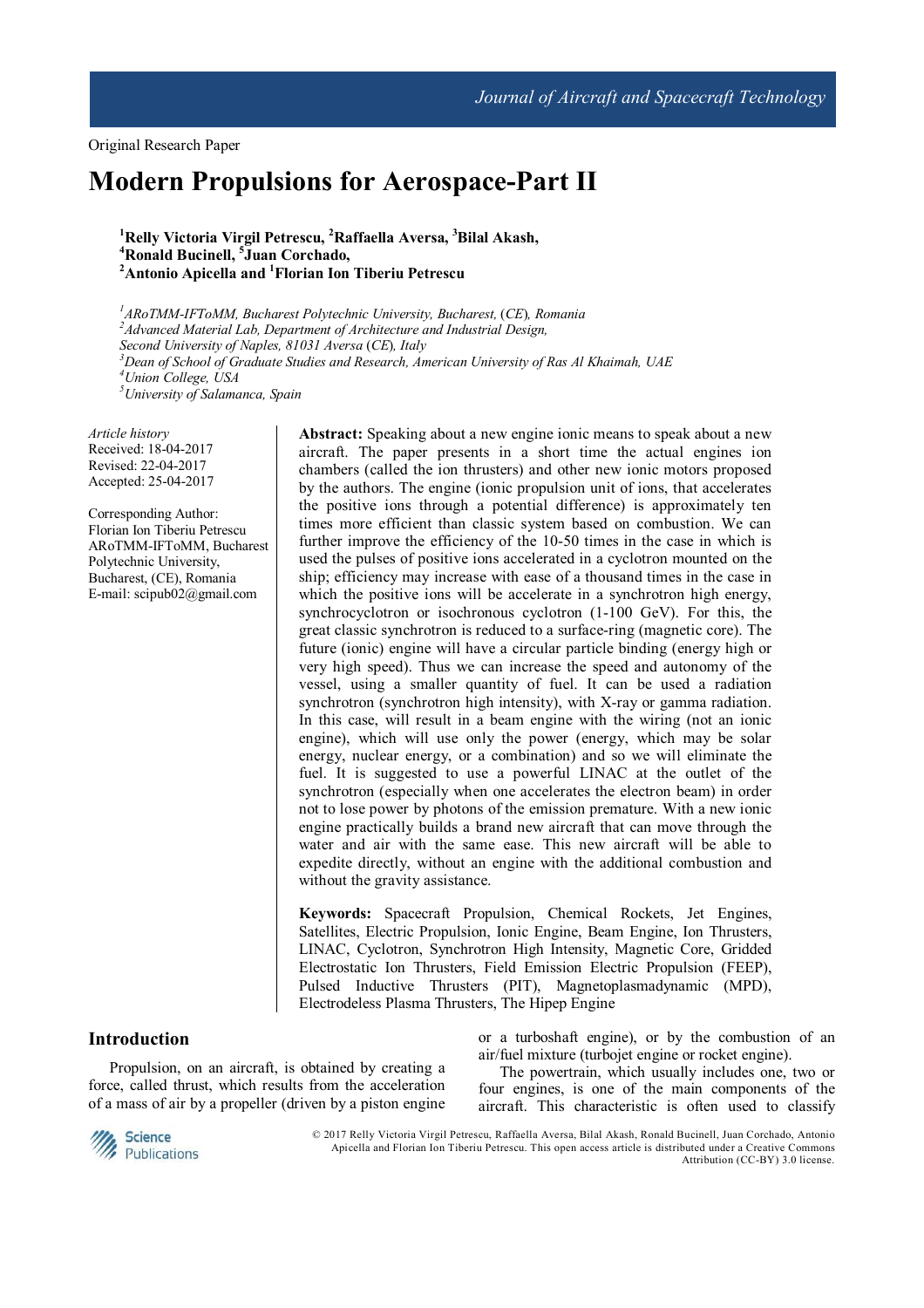Original Research Paper

# Modern Propulsions for Aerospace-Part II

**[1]Relly Victoria Virgil Petrescu, [2]Raffaella Aversa, [3]Bilal Akash, [4]Ronald Bucinell, [5]Juan Corchado, [2]Antonio Apicella and [1]Florian Ion Tiberiu Petrescu**

*[1]ARoTMM-IFToMM, Bucharest Polytechnic University, Bucharest, (CE), Romania*
*[2]Advanced Material Lab, Department of Architecture and Industrial Design, Second University of Naples, 81031 Aversa (CE), Italy*
*[3]Dean of School of Graduate Studies and Research, American University of Ras Al Khaimah, UAE*
*[4]Union College, USA*
*[5]University of Salamanca, Spain*

*Article history*
Received: 18-04-2017
Revised: 22-04-2017
Accepted: 25-04-2017

Corresponding Author:
Florian Ion Tiberiu Petrescu
ARoTMM-IFToMM, Bucharest Polytechnic University, Bucharest, (CE), Romania
E-mail: scipub02@gmail.com

**Abstract:** Speaking about a new engine ionic means to speak about a new aircraft. The paper presents in a short time the actual engines ion chambers (called the ion thrusters) and other new ionic motors proposed by the authors. The engine (ionic propulsion unit of ions, that accelerates the positive ions through a potential difference) is approximately ten times more efficient than classic system based on combustion. We can further improve the efficiency of the 10-50 times in the case in which is used the pulses of positive ions accelerated in a cyclotron mounted on the ship; efficiency may increase with ease of a thousand times in the case in which the positive ions will be accelerate in a synchrotron high energy, synchrocyclotron or isochronous cyclotron (1-100 GeV). For this, the great classic synchrotron is reduced to a surface-ring (magnetic core). The future (ionic) engine will have a circular particle binding (energy high or very high speed). Thus we can increase the speed and autonomy of the vessel, using a smaller quantity of fuel. It can be used a radiation synchrotron (synchrotron high intensity), with X-ray or gamma radiation. In this case, will result in a beam engine with the wiring (not an ionic engine), which will use only the power (energy, which may be solar energy, nuclear energy, or a combination) and so we will eliminate the fuel. It is suggested to use a powerful LINAC at the outlet of the synchrotron (especially when one accelerates the electron beam) in order not to lose power by photons of the emission premature. With a new ionic engine practically builds a brand new aircraft that can move through the water and air with the same ease. This new aircraft will be able to expedite directly, without an engine with the additional combustion and without the gravity assistance.

**Keywords:** Spacecraft Propulsion, Chemical Rockets, Jet Engines, Satellites, Electric Propulsion, Ionic Engine, Beam Engine, Ion Thrusters, LINAC, Cyclotron, Synchrotron High Intensity, Magnetic Core, Gridded Electrostatic Ion Thrusters, Field Emission Electric Propulsion (FEEP), Pulsed Inductive Thrusters (PIT), Magnetoplasmadynamic (MPD), Electrodeless Plasma Thrusters, The Hipep Engine

## Introduction

Propulsion, on an aircraft, is obtained by creating a force, called thrust, which results from the acceleration of a mass of air by a propeller (driven by a piston engine or a turboshaft engine), or by the combustion of an air/fuel mixture (turbojet engine or rocket engine).

The powertrain, which usually includes one, two or four engines, is one of the main components of the aircraft. This characteristic is often used to classify

© 2017 Relly Victoria Virgil Petrescu, Raffaella Aversa, Bilal Akash, Ronald Bucinell, Juan Corchado, Antonio Apicella and Florian Ion Tiberiu Petrescu. This open access article is distributed under a Creative Commons Attribution (CC-BY) 3.0 license.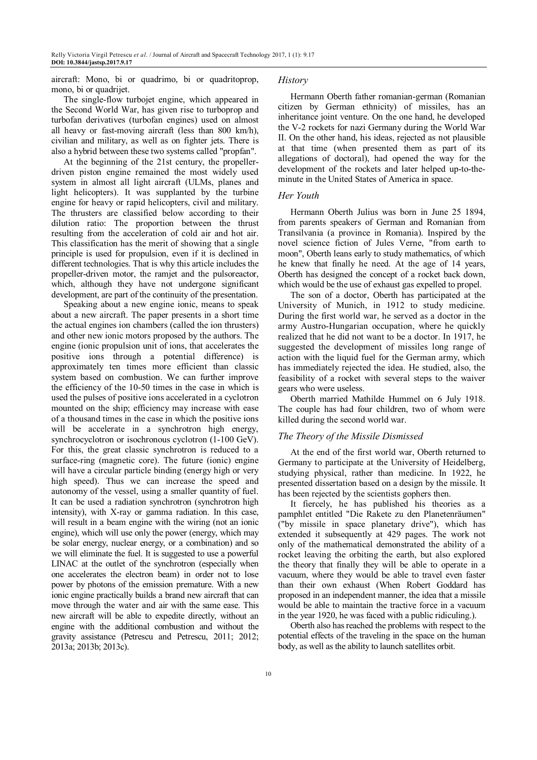aircraft: Mono, bi or quadrimo, bi or quadritoprop, mono, bi or quadrijet.

The single-flow turbojet engine, which appeared in the Second World War, has given rise to turboprop and turbofan derivatives (turbofan engines) used on almost all heavy or fast-moving aircraft (less than 800 km/h), civilian and military, as well as on fighter jets. There is also a hybrid between these two systems called "propfan".

At the beginning of the 21st century, the propeller-driven piston engine remained the most widely used system in almost all light aircraft (ULMs, planes and light helicopters). It was supplanted by the turbine engine for heavy or rapid helicopters, civil and military. The thrusters are classified below according to their dilution ratio: The proportion between the thrust resulting from the acceleration of cold air and hot air. This classification has the merit of showing that a single principle is used for propulsion, even if it is declined in different technologies. That is why this article includes the propeller-driven motor, the ramjet and the pulsoreactor, which, although they have not undergone significant development, are part of the continuity of the presentation.

Speaking about a new engine ionic, means to speak about a new aircraft. The paper presents in a short time the actual engines ion chambers (called the ion thrusters) and other new ionic motors proposed by the authors. The engine (ionic propulsion unit of ions, that accelerates the positive ions through a potential difference) is approximately ten times more efficient than classic system based on combustion. We can further improve the efficiency of the 10-50 times in the case in which is used the pulses of positive ions accelerated in a cyclotron mounted on the ship; efficiency may increase with ease of a thousand times in the case in which the positive ions will be accelerate in a synchrotron high energy, synchrocyclotron or isochronous cyclotron (1-100 GeV). For this, the great classic synchrotron is reduced to a surface-ring (magnetic core). The future (ionic) engine will have a circular particle binding (energy high or very high speed). Thus we can increase the speed and autonomy of the vessel, using a smaller quantity of fuel. It can be used a radiation synchrotron (synchrotron high intensity), with X-ray or gamma radiation. In this case, will result in a beam engine with the wiring (not an ionic engine), which will use only the power (energy, which may be solar energy, nuclear energy, or a combination) and so we will eliminate the fuel. It is suggested to use a powerful LINAC at the outlet of the synchrotron (especially when one accelerates the electron beam) in order not to lose power by photons of the emission premature. With a new ionic engine practically builds a brand new aircraft that can move through the water and air with the same ease. This new aircraft will be able to expedite directly, without an engine with the additional combustion and without the gravity assistance (Petrescu and Petrescu, 2011; 2012; 2013a; 2013b; 2013c).

### *History*

Hermann Oberth father romanian-german (Romanian citizen by German ethnicity) of missiles, has an inheritance joint venture. On the one hand, he developed the V-2 rockets for nazi Germany during the World War II. On the other hand, his ideas, rejected as not plausible at that time (when presented them as part of its allegations of doctoral), had opened the way for the development of the rockets and later helped up-to-the-minute in the United States of America in space.

### *Her Youth*

Hermann Oberth Julius was born in June 25 1894, from parents speakers of German and Romanian from Transilvania (a province in Romania). Inspired by the novel science fiction of Jules Verne, "from earth to moon", Oberth leans early to study mathematics, of which he knew that finally he need. At the age of 14 years, Oberth has designed the concept of a rocket back down, which would be the use of exhaust gas expelled to propel.

The son of a doctor, Oberth has participated at the University of Munich, in 1912 to study medicine. During the first world war, he served as a doctor in the army Austro-Hungarian occupation, where he quickly realized that he did not want to be a doctor. In 1917, he suggested the development of missiles long range of action with the liquid fuel for the German army, which has immediately rejected the idea. He studied, also, the feasibility of a rocket with several steps to the waiver gears who were useless.

Oberth married Mathilde Hummel on 6 July 1918. The couple has had four children, two of whom were killed during the second world war.

### *The Theory of the Missile Dismissed*

At the end of the first world war, Oberth returned to Germany to participate at the University of Heidelberg, studying physical, rather than medicine. In 1922, he presented dissertation based on a design by the missile. It has been rejected by the scientists gophers then.

It fiercely, he has published his theories as a pamphlet entitled "Die Rakete zu den Planetenräumen" ("by missile in space planetary drive"), which has extended it subsequently at 429 pages. The work not only of the mathematical demonstrated the ability of a rocket leaving the orbiting the earth, but also explored the theory that finally they will be able to operate in a vacuum, where they would be able to travel even faster than their own exhaust (When Robert Goddard has proposed in an independent manner, the idea that a missile would be able to maintain the tractive force in a vacuum in the year 1920, he was faced with a public ridiculing.).

Oberth also has reached the problems with respect to the potential effects of the traveling in the space on the human body, as well as the ability to launch satellites orbit.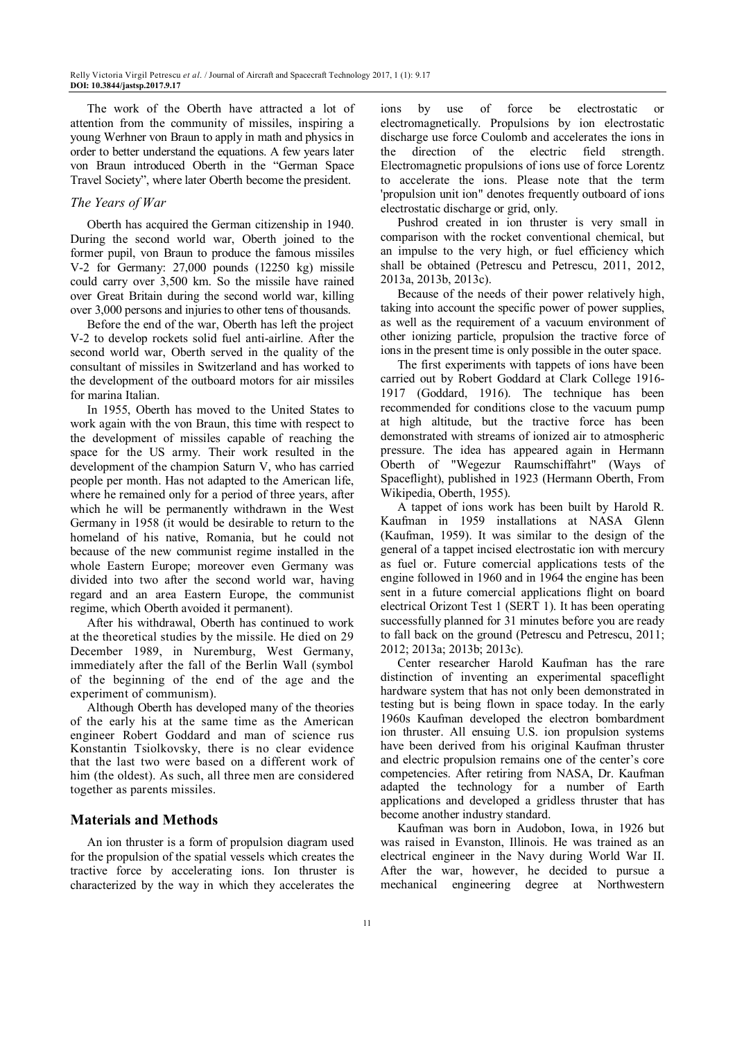The work of the Oberth have attracted a lot of attention from the community of missiles, inspiring a young Werhner von Braun to apply in math and physics in order to better understand the equations. A few years later von Braun introduced Oberth in the "German Space Travel Society", where later Oberth become the president.

### *The Years of War*

Oberth has acquired the German citizenship in 1940. During the second world war, Oberth joined to the former pupil, von Braun to produce the famous missiles V-2 for Germany: 27,000 pounds (12250 kg) missile could carry over 3,500 km. So the missile have rained over Great Britain during the second world war, killing over 3,000 persons and injuries to other tens of thousands.

Before the end of the war, Oberth has left the project V-2 to develop rockets solid fuel anti-airline. After the second world war, Oberth served in the quality of the consultant of missiles in Switzerland and has worked to the development of the outboard motors for air missiles for marina Italian.

In 1955, Oberth has moved to the United States to work again with the von Braun, this time with respect to the development of missiles capable of reaching the space for the US army. Their work resulted in the development of the champion Saturn V, who has carried people per month. Has not adapted to the American life, where he remained only for a period of three years, after which he will be permanently withdrawn in the West Germany in 1958 (it would be desirable to return to the homeland of his native, Romania, but he could not because of the new communist regime installed in the whole Eastern Europe; moreover even Germany was divided into two after the second world war, having regard and an area Eastern Europe, the communist regime, which Oberth avoided it permanent).

After his withdrawal, Oberth has continued to work at the theoretical studies by the missile. He died on 29 December 1989, in Nuremburg, West Germany, immediately after the fall of the Berlin Wall (symbol of the beginning of the end of the age and the experiment of communism).

Although Oberth has developed many of the theories of the early his at the same time as the American engineer Robert Goddard and man of science rus Konstantin Tsiolkovsky, there is no clear evidence that the last two were based on a different work of him (the oldest). As such, all three men are considered together as parents missiles.

## Materials and Methods

An ion thruster is a form of propulsion diagram used for the propulsion of the spatial vessels which creates the tractive force by accelerating ions. Ion thruster is characterized by the way in which they accelerates the ions by use of force be electrostatic or electromagnetically. Propulsions by ion electrostatic discharge use force Coulomb and accelerates the ions in the direction of the electric field strength. Electromagnetic propulsions of ions use of force Lorentz to accelerate the ions. Please note that the term 'propulsion unit ion" denotes frequently outboard of ions electrostatic discharge or grid, only.

Pushrod created in ion thruster is very small in comparison with the rocket conventional chemical, but an impulse to the very high, or fuel efficiency which shall be obtained (Petrescu and Petrescu, 2011, 2012, 2013a, 2013b, 2013c).

Because of the needs of their power relatively high, taking into account the specific power of power supplies, as well as the requirement of a vacuum environment of other ionizing particle, propulsion the tractive force of ions in the present time is only possible in the outer space.

The first experiments with tappets of ions have been carried out by Robert Goddard at Clark College 1916-1917 (Goddard, 1916). The technique has been recommended for conditions close to the vacuum pump at high altitude, but the tractive force has been demonstrated with streams of ionized air to atmospheric pressure. The idea has appeared again in Hermann Oberth of "Wegezur Raumschiffahrt" (Ways of Spaceflight), published in 1923 (Hermann Oberth, From Wikipedia, Oberth, 1955).

A tappet of ions work has been built by Harold R. Kaufman in 1959 installations at NASA Glenn (Kaufman, 1959). It was similar to the design of the general of a tappet incised electrostatic ion with mercury as fuel or. Future comercial applications tests of the engine followed in 1960 and in 1964 the engine has been sent in a future comercial applications flight on board electrical Orizont Test 1 (SERT 1). It has been operating successfully planned for 31 minutes before you are ready to fall back on the ground (Petrescu and Petrescu, 2011; 2012; 2013a; 2013b; 2013c).

Center researcher Harold Kaufman has the rare distinction of inventing an experimental spaceflight hardware system that has not only been demonstrated in testing but is being flown in space today. In the early 1960s Kaufman developed the electron bombardment ion thruster. All ensuing U.S. ion propulsion systems have been derived from his original Kaufman thruster and electric propulsion remains one of the center's core competencies. After retiring from NASA, Dr. Kaufman adapted the technology for a number of Earth applications and developed a gridless thruster that has become another industry standard.

Kaufman was born in Audobon, Iowa, in 1926 but was raised in Evanston, Illinois. He was trained as an electrical engineer in the Navy during World War II. After the war, however, he decided to pursue a mechanical engineering degree at Northwestern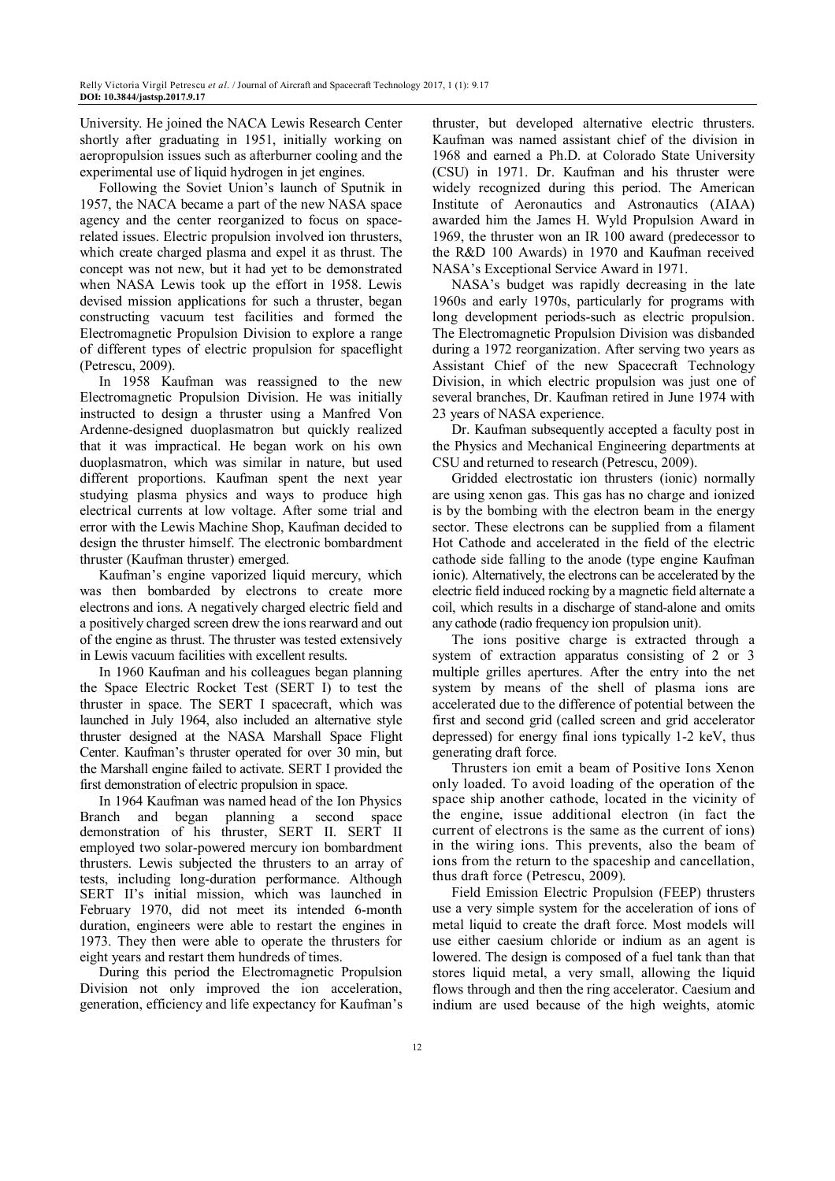University. He joined the NACA Lewis Research Center shortly after graduating in 1951, initially working on aeropropulsion issues such as afterburner cooling and the experimental use of liquid hydrogen in jet engines.

Following the Soviet Union's launch of Sputnik in 1957, the NACA became a part of the new NASA space agency and the center reorganized to focus on space-related issues. Electric propulsion involved ion thrusters, which create charged plasma and expel it as thrust. The concept was not new, but it had yet to be demonstrated when NASA Lewis took up the effort in 1958. Lewis devised mission applications for such a thruster, began constructing vacuum test facilities and formed the Electromagnetic Propulsion Division to explore a range of different types of electric propulsion for spaceflight (Petrescu, 2009).

In 1958 Kaufman was reassigned to the new Electromagnetic Propulsion Division. He was initially instructed to design a thruster using a Manfred Von Ardenne-designed duoplasmatron but quickly realized that it was impractical. He began work on his own duoplasmatron, which was similar in nature, but used different proportions. Kaufman spent the next year studying plasma physics and ways to produce high electrical currents at low voltage. After some trial and error with the Lewis Machine Shop, Kaufman decided to design the thruster himself. The electronic bombardment thruster (Kaufman thruster) emerged.

Kaufman's engine vaporized liquid mercury, which was then bombarded by electrons to create more electrons and ions. A negatively charged electric field and a positively charged screen drew the ions rearward and out of the engine as thrust. The thruster was tested extensively in Lewis vacuum facilities with excellent results.

In 1960 Kaufman and his colleagues began planning the Space Electric Rocket Test (SERT I) to test the thruster in space. The SERT I spacecraft, which was launched in July 1964, also included an alternative style thruster designed at the NASA Marshall Space Flight Center. Kaufman's thruster operated for over 30 min, but the Marshall engine failed to activate. SERT I provided the first demonstration of electric propulsion in space.

In 1964 Kaufman was named head of the Ion Physics Branch and began planning a second space demonstration of his thruster, SERT II. SERT II employed two solar-powered mercury ion bombardment thrusters. Lewis subjected the thrusters to an array of tests, including long-duration performance. Although SERT II's initial mission, which was launched in February 1970, did not meet its intended 6-month duration, engineers were able to restart the engines in 1973. They then were able to operate the thrusters for eight years and restart them hundreds of times.

During this period the Electromagnetic Propulsion Division not only improved the ion acceleration, generation, efficiency and life expectancy for Kaufman's thruster, but developed alternative electric thrusters. Kaufman was named assistant chief of the division in 1968 and earned a Ph.D. at Colorado State University (CSU) in 1971. Dr. Kaufman and his thruster were widely recognized during this period. The American Institute of Aeronautics and Astronautics (AIAA) awarded him the James H. Wyld Propulsion Award in 1969, the thruster won an IR 100 award (predecessor to the R&D 100 Awards) in 1970 and Kaufman received NASA's Exceptional Service Award in 1971.

NASA's budget was rapidly decreasing in the late 1960s and early 1970s, particularly for programs with long development periods-such as electric propulsion. The Electromagnetic Propulsion Division was disbanded during a 1972 reorganization. After serving two years as Assistant Chief of the new Spacecraft Technology Division, in which electric propulsion was just one of several branches, Dr. Kaufman retired in June 1974 with 23 years of NASA experience.

Dr. Kaufman subsequently accepted a faculty post in the Physics and Mechanical Engineering departments at CSU and returned to research (Petrescu, 2009).

Gridded electrostatic ion thrusters (ionic) normally are using xenon gas. This gas has no charge and ionized is by the bombing with the electron beam in the energy sector. These electrons can be supplied from a filament Hot Cathode and accelerated in the field of the electric cathode side falling to the anode (type engine Kaufman ionic). Alternatively, the electrons can be accelerated by the electric field induced rocking by a magnetic field alternate a coil, which results in a discharge of stand-alone and omits any cathode (radio frequency ion propulsion unit).

The ions positive charge is extracted through a system of extraction apparatus consisting of 2 or 3 multiple grilles apertures. After the entry into the net system by means of the shell of plasma ions are accelerated due to the difference of potential between the first and second grid (called screen and grid accelerator depressed) for energy final ions typically 1-2 keV, thus generating draft force.

Thrusters ion emit a beam of Positive Ions Xenon only loaded. To avoid loading of the operation of the space ship another cathode, located in the vicinity of the engine, issue additional electron (in fact the current of electrons is the same as the current of ions) in the wiring ions. This prevents, also the beam of ions from the return to the spaceship and cancellation, thus draft force (Petrescu, 2009).

Field Emission Electric Propulsion (FEEP) thrusters use a very simple system for the acceleration of ions of metal liquid to create the draft force. Most models will use either caesium chloride or indium as an agent is lowered. The design is composed of a fuel tank than that stores liquid metal, a very small, allowing the liquid flows through and then the ring accelerator. Caesium and indium are used because of the high weights, atomic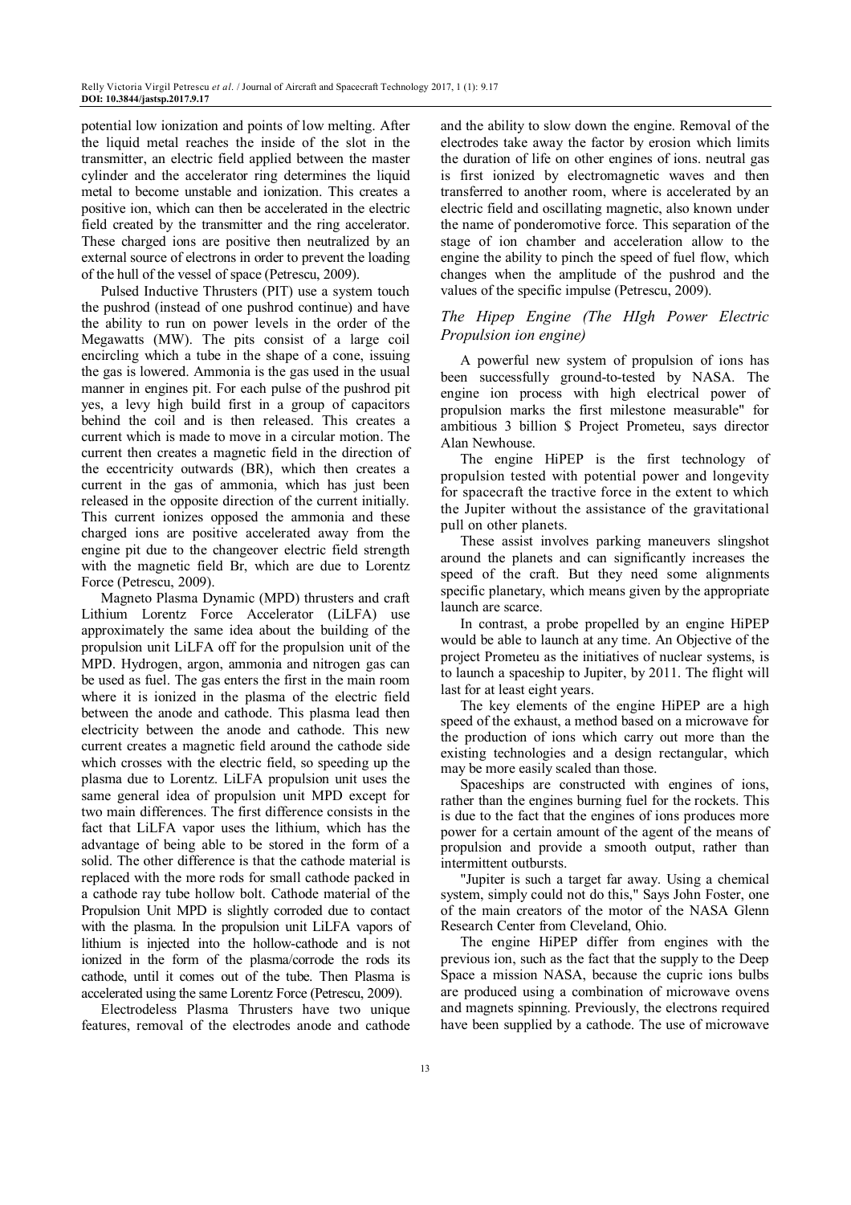potential low ionization and points of low melting. After the liquid metal reaches the inside of the slot in the transmitter, an electric field applied between the master cylinder and the accelerator ring determines the liquid metal to become unstable and ionization. This creates a positive ion, which can then be accelerated in the electric field created by the transmitter and the ring accelerator. These charged ions are positive then neutralized by an external source of electrons in order to prevent the loading of the hull of the vessel of space (Petrescu, 2009).

Pulsed Inductive Thrusters (PIT) use a system touch the pushrod (instead of one pushrod continue) and have the ability to run on power levels in the order of the Megawatts (MW). The pits consist of a large coil encircling which a tube in the shape of a cone, issuing the gas is lowered. Ammonia is the gas used in the usual manner in engines pit. For each pulse of the pushrod pit yes, a levy high build first in a group of capacitors behind the coil and is then released. This creates a current which is made to move in a circular motion. The current then creates a magnetic field in the direction of the eccentricity outwards (BR), which then creates a current in the gas of ammonia, which has just been released in the opposite direction of the current initially. This current ionizes opposed the ammonia and these charged ions are positive accelerated away from the engine pit due to the changeover electric field strength with the magnetic field Br, which are due to Lorentz Force (Petrescu, 2009).

Magneto Plasma Dynamic (MPD) thrusters and craft Lithium Lorentz Force Accelerator (LiLFA) use approximately the same idea about the building of the propulsion unit LiLFA off for the propulsion unit of the MPD. Hydrogen, argon, ammonia and nitrogen gas can be used as fuel. The gas enters the first in the main room where it is ionized in the plasma of the electric field between the anode and cathode. This plasma lead then electricity between the anode and cathode. This new current creates a magnetic field around the cathode side which crosses with the electric field, so speeding up the plasma due to Lorentz. LiLFA propulsion unit uses the same general idea of propulsion unit MPD except for two main differences. The first difference consists in the fact that LiLFA vapor uses the lithium, which has the advantage of being able to be stored in the form of a solid. The other difference is that the cathode material is replaced with the more rods for small cathode packed in a cathode ray tube hollow bolt. Cathode material of the Propulsion Unit MPD is slightly corroded due to contact with the plasma. In the propulsion unit LiLFA vapors of lithium is injected into the hollow-cathode and is not ionized in the form of the plasma/corrode the rods its cathode, until it comes out of the tube. Then Plasma is accelerated using the same Lorentz Force (Petrescu, 2009).

Electrodeless Plasma Thrusters have two unique features, removal of the electrodes anode and cathode and the ability to slow down the engine. Removal of the electrodes take away the factor by erosion which limits the duration of life on other engines of ions. neutral gas is first ionized by electromagnetic waves and then transferred to another room, where is accelerated by an electric field and oscillating magnetic, also known under the name of ponderomotive force. This separation of the stage of ion chamber and acceleration allow to the engine the ability to pinch the speed of fuel flow, which changes when the amplitude of the pushrod and the values of the specific impulse (Petrescu, 2009).

### *The Hipep Engine (The HIgh Power Electric Propulsion ion engine)*

A powerful new system of propulsion of ions has been successfully ground-to-tested by NASA. The engine ion process with high electrical power of propulsion marks the first milestone measurable" for ambitious 3 billion $ Project Prometeu, says director Alan Newhouse.

The engine HiPEP is the first technology of propulsion tested with potential power and longevity for spacecraft the tractive force in the extent to which the Jupiter without the assistance of the gravitational pull on other planets.

These assist involves parking maneuvers slingshot around the planets and can significantly increases the speed of the craft. But they need some alignments specific planetary, which means given by the appropriate launch are scarce.

In contrast, a probe propelled by an engine HiPEP would be able to launch at any time. An Objective of the project Prometeu as the initiatives of nuclear systems, is to launch a spaceship to Jupiter, by 2011. The flight will last for at least eight years.

The key elements of the engine HiPEP are a high speed of the exhaust, a method based on a microwave for the production of ions which carry out more than the existing technologies and a design rectangular, which may be more easily scaled than those.

Spaceships are constructed with engines of ions, rather than the engines burning fuel for the rockets. This is due to the fact that the engines of ions produces more power for a certain amount of the agent of the means of propulsion and provide a smooth output, rather than intermittent outbursts.

"Jupiter is such a target far away. Using a chemical system, simply could not do this," Says John Foster, one of the main creators of the motor of the NASA Glenn Research Center from Cleveland, Ohio.

The engine HiPEP differ from engines with the previous ion, such as the fact that the supply to the Deep Space a mission NASA, because the cupric ions bulbs are produced using a combination of microwave ovens and magnets spinning. Previously, the electrons required have been supplied by a cathode. The use of microwave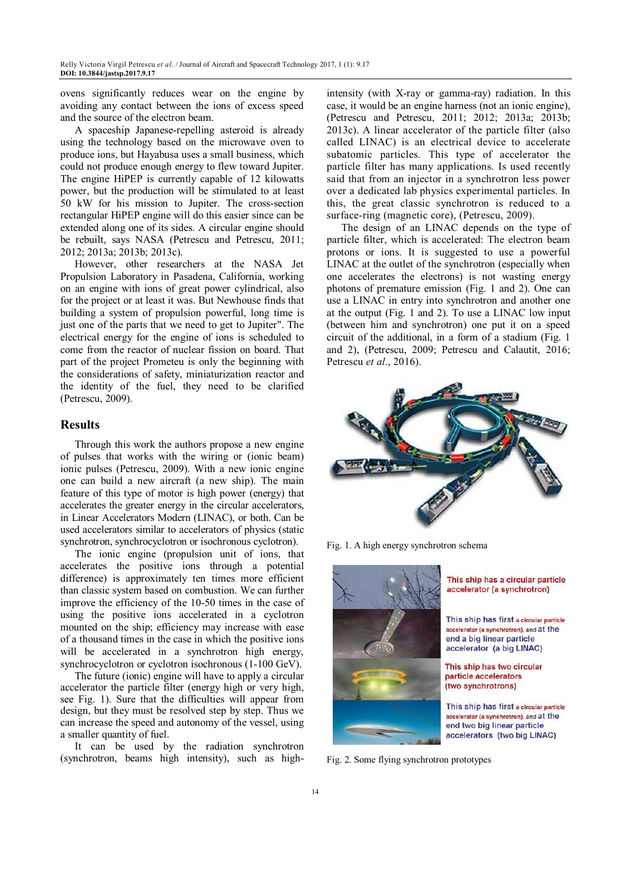ovens significantly reduces wear on the engine by avoiding any contact between the ions of excess speed and the source of the electron beam.

A spaceship Japanese-repelling asteroid is already using the technology based on the microwave oven to produce ions, but Hayabusa uses a small business, which could not produce enough energy to flew toward Jupiter. The engine HiPEP is currently capable of 12 kilowatts power, but the production will be stimulated to at least 50 kW for his mission to Jupiter. The cross-section rectangular HiPEP engine will do this easier since can be extended along one of its sides. A circular engine should be rebuilt, says NASA (Petrescu and Petrescu, 2011; 2012; 2013a; 2013b; 2013c).

However, other researchers at the NASA Jet Propulsion Laboratory in Pasadena, California, working on an engine with ions of great power cylindrical, also for the project or at least it was. But Newhouse finds that building a system of propulsion powerful, long time is just one of the parts that we need to get to Jupiter". The electrical energy for the engine of ions is scheduled to come from the reactor of nuclear fission on board. That part of the project Prometeu is only the beginning with the considerations of safety, miniaturization reactor and the identity of the fuel, they need to be clarified (Petrescu, 2009).

## Results

Through this work the authors propose a new engine of pulses that works with the wiring or (ionic beam) ionic pulses (Petrescu, 2009). With a new ionic engine one can build a new aircraft (a new ship). The main feature of this type of motor is high power (energy) that accelerates the greater energy in the circular accelerators, in Linear Accelerators Modern (LINAC), or both. Can be used accelerators similar to accelerators of physics (static synchrotron, synchrocyclotron or isochronous cyclotron).

The ionic engine (propulsion unit of ions, that accelerates the positive ions through a potential difference) is approximately ten times more efficient than classic system based on combustion. We can further improve the efficiency of the 10-50 times in the case of using the positive ions accelerated in a cyclotron mounted on the ship; efficiency may increase with ease of a thousand times in the case in which the positive ions will be accelerated in a synchrotron high energy, synchrocyclotron or cyclotron isochronous (1-100 GeV).

The future (ionic) engine will have to apply a circular accelerator the particle filter (energy high or very high, see Fig. 1). Sure that the difficulties will appear from design, but they must be resolved step by step. Thus we can increase the speed and autonomy of the vessel, using a smaller quantity of fuel.

It can be used by the radiation synchrotron (synchrotron, beams high intensity), such as high-intensity (with X-ray or gamma-ray) radiation. In this case, it would be an engine harness (not an ionic engine), (Petrescu and Petrescu, 2011; 2012; 2013a; 2013b; 2013c). A linear accelerator of the particle filter (also called LINAC) is an electrical device to accelerate subatomic particles. This type of accelerator the particle filter has many applications. Is used recently said that from an injector in a synchrotron less power over a dedicated lab physics experimental particles. In this, the great classic synchrotron is reduced to a surface-ring (magnetic core), (Petrescu, 2009).

The design of an LINAC depends on the type of particle filter, which is accelerated: The electron beam protons or ions. It is suggested to use a powerful LINAC at the outlet of the synchrotron (especially when one accelerates the electrons) is not wasting energy photons of premature emission (Fig. 1 and 2). One can use a LINAC in entry into synchrotron and another one at the output (Fig. 1 and 2). To use a LINAC low input (between him and synchrotron) one put it on a speed circuit of the additional, in a form of a stadium (Fig. 1 and 2), (Petrescu, 2009; Petrescu and Calautit, 2016; Petrescu *et al*., 2016).

Fig. 1. A high energy synchrotron schema

Fig. 2. Some flying synchrotron prototypes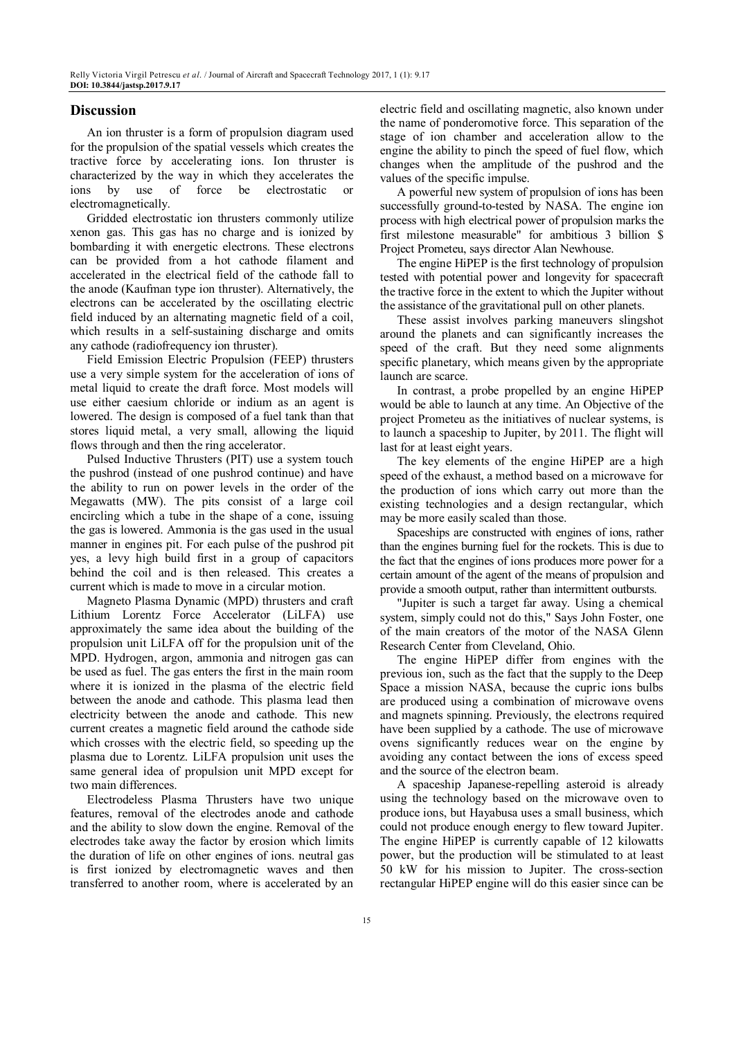## Discussion

An ion thruster is a form of propulsion diagram used for the propulsion of the spatial vessels which creates the tractive force by accelerating ions. Ion thruster is characterized by the way in which they accelerates the ions by use of force be electrostatic or electromagnetically.

Gridded electrostatic ion thrusters commonly utilize xenon gas. This gas has no charge and is ionized by bombarding it with energetic electrons. These electrons can be provided from a hot cathode filament and accelerated in the electrical field of the cathode fall to the anode (Kaufman type ion thruster). Alternatively, the electrons can be accelerated by the oscillating electric field induced by an alternating magnetic field of a coil, which results in a self-sustaining discharge and omits any cathode (radiofrequency ion thruster).

Field Emission Electric Propulsion (FEEP) thrusters use a very simple system for the acceleration of ions of metal liquid to create the draft force. Most models will use either caesium chloride or indium as an agent is lowered. The design is composed of a fuel tank than that stores liquid metal, a very small, allowing the liquid flows through and then the ring accelerator.

Pulsed Inductive Thrusters (PIT) use a system touch the pushrod (instead of one pushrod continue) and have the ability to run on power levels in the order of the Megawatts (MW). The pits consist of a large coil encircling which a tube in the shape of a cone, issuing the gas is lowered. Ammonia is the gas used in the usual manner in engines pit. For each pulse of the pushrod pit yes, a levy high build first in a group of capacitors behind the coil and is then released. This creates a current which is made to move in a circular motion.

Magneto Plasma Dynamic (MPD) thrusters and craft Lithium Lorentz Force Accelerator (LiLFA) use approximately the same idea about the building of the propulsion unit LiLFA off for the propulsion unit of the MPD. Hydrogen, argon, ammonia and nitrogen gas can be used as fuel. The gas enters the first in the main room where it is ionized in the plasma of the electric field between the anode and cathode. This plasma lead then electricity between the anode and cathode. This new current creates a magnetic field around the cathode side which crosses with the electric field, so speeding up the plasma due to Lorentz. LiLFA propulsion unit uses the same general idea of propulsion unit MPD except for two main differences.

Electrodeless Plasma Thrusters have two unique features, removal of the electrodes anode and cathode and the ability to slow down the engine. Removal of the electrodes take away the factor by erosion which limits the duration of life on other engines of ions. neutral gas is first ionized by electromagnetic waves and then transferred to another room, where is accelerated by an electric field and oscillating magnetic, also known under the name of ponderomotive force. This separation of the stage of ion chamber and acceleration allow to the engine the ability to pinch the speed of fuel flow, which changes when the amplitude of the pushrod and the values of the specific impulse.

A powerful new system of propulsion of ions has been successfully ground-to-tested by NASA. The engine ion process with high electrical power of propulsion marks the first milestone measurable" for ambitious 3 billion $ Project Prometeu, says director Alan Newhouse.

The engine HiPEP is the first technology of propulsion tested with potential power and longevity for spacecraft the tractive force in the extent to which the Jupiter without the assistance of the gravitational pull on other planets.

These assist involves parking maneuvers slingshot around the planets and can significantly increases the speed of the craft. But they need some alignments specific planetary, which means given by the appropriate launch are scarce.

In contrast, a probe propelled by an engine HiPEP would be able to launch at any time. An Objective of the project Prometeu as the initiatives of nuclear systems, is to launch a spaceship to Jupiter, by 2011. The flight will last for at least eight years.

The key elements of the engine HiPEP are a high speed of the exhaust, a method based on a microwave for the production of ions which carry out more than the existing technologies and a design rectangular, which may be more easily scaled than those.

Spaceships are constructed with engines of ions, rather than the engines burning fuel for the rockets. This is due to the fact that the engines of ions produces more power for a certain amount of the agent of the means of propulsion and provide a smooth output, rather than intermittent outbursts.

"Jupiter is such a target far away. Using a chemical system, simply could not do this," Says John Foster, one of the main creators of the motor of the NASA Glenn Research Center from Cleveland, Ohio.

The engine HiPEP differ from engines with the previous ion, such as the fact that the supply to the Deep Space a mission NASA, because the cupric ions bulbs are produced using a combination of microwave ovens and magnets spinning. Previously, the electrons required have been supplied by a cathode. The use of microwave ovens significantly reduces wear on the engine by avoiding any contact between the ions of excess speed and the source of the electron beam.

A spaceship Japanese-repelling asteroid is already using the technology based on the microwave oven to produce ions, but Hayabusa uses a small business, which could not produce enough energy to flew toward Jupiter. The engine HiPEP is currently capable of 12 kilowatts power, but the production will be stimulated to at least 50 kW for his mission to Jupiter. The cross-section rectangular HiPEP engine will do this easier since can be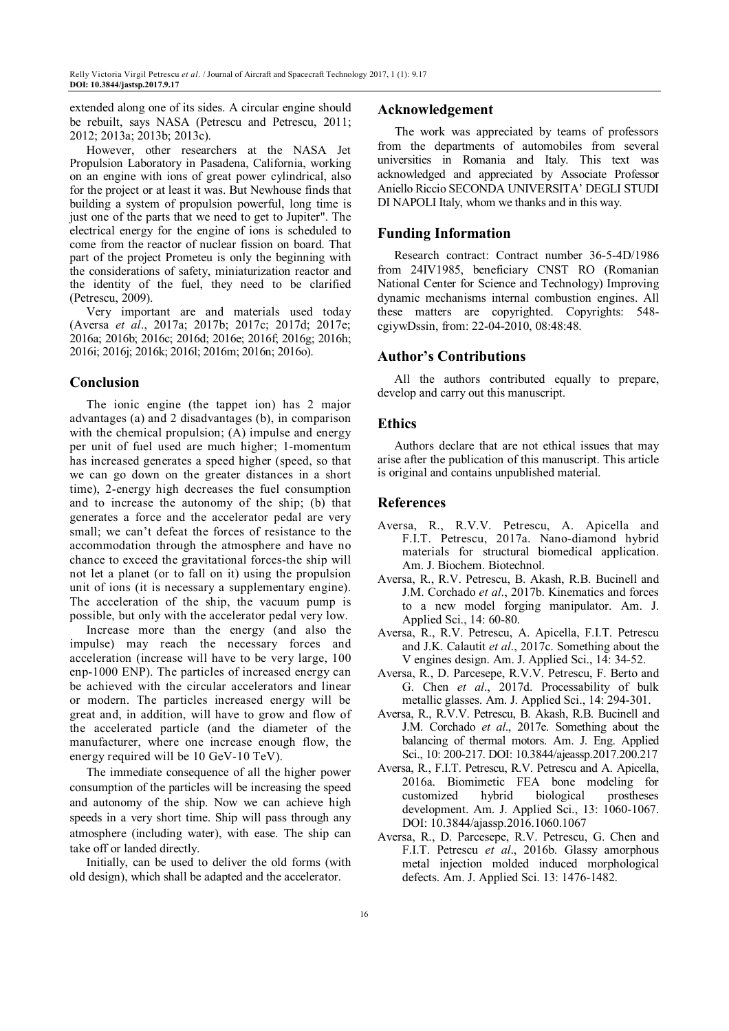extended along one of its sides. A circular engine should be rebuilt, says NASA (Petrescu and Petrescu, 2011; 2012; 2013a; 2013b; 2013c).

However, other researchers at the NASA Jet Propulsion Laboratory in Pasadena, California, working on an engine with ions of great power cylindrical, also for the project or at least it was. But Newhouse finds that building a system of propulsion powerful, long time is just one of the parts that we need to get to Jupiter". The electrical energy for the engine of ions is scheduled to come from the reactor of nuclear fission on board. That part of the project Prometeu is only the beginning with the considerations of safety, miniaturization reactor and the identity of the fuel, they need to be clarified (Petrescu, 2009).

Very important are and materials used today (Aversa *et al*., 2017a; 2017b; 2017c; 2017d; 2017e; 2016a; 2016b; 2016c; 2016d; 2016e; 2016f; 2016g; 2016h; 2016i; 2016j; 2016k; 2016l; 2016m; 2016n; 2016o).

## Conclusion

The ionic engine (the tappet ion) has 2 major advantages (a) and 2 disadvantages (b), in comparison with the chemical propulsion; (A) impulse and energy per unit of fuel used are much higher; 1-momentum has increased generates a speed higher (speed, so that we can go down on the greater distances in a short time), 2-energy high decreases the fuel consumption and to increase the autonomy of the ship; (b) that generates a force and the accelerator pedal are very small; we can't defeat the forces of resistance to the accommodation through the atmosphere and have no chance to exceed the gravitational forces-the ship will not let a planet (or to fall on it) using the propulsion unit of ions (it is necessary a supplementary engine). The acceleration of the ship, the vacuum pump is possible, but only with the accelerator pedal very low.

Increase more than the energy (and also the impulse) may reach the necessary forces and acceleration (increase will have to be very large, 100 enp-1000 ENP). The particles of increased energy can be achieved with the circular accelerators and linear or modern. The particles increased energy will be great and, in addition, will have to grow and flow of the accelerated particle (and the diameter of the manufacturer, where one increase enough flow, the energy required will be 10 GeV-10 TeV).

The immediate consequence of all the higher power consumption of the particles will be increasing the speed and autonomy of the ship. Now we can achieve high speeds in a very short time. Ship will pass through any atmosphere (including water), with ease. The ship can take off or landed directly.

Initially, can be used to deliver the old forms (with old design), which shall be adapted and the accelerator.

## Acknowledgement

The work was appreciated by teams of professors from the departments of automobiles from several universities in Romania and Italy. This text was acknowledged and appreciated by Associate Professor Aniello Riccio SECONDA UNIVERSITA' DEGLI STUDI DI NAPOLI Italy, whom we thanks and in this way.

## Funding Information

Research contract: Contract number 36-5-4D/1986 from 24IV1985, beneficiary CNST RO (Romanian National Center for Science and Technology) Improving dynamic mechanisms internal combustion engines. All these matters are copyrighted. Copyrights: 548-cgiywDssin, from: 22-04-2010, 08:48:48.

## Author's Contributions

All the authors contributed equally to prepare, develop and carry out this manuscript.

## Ethics

Authors declare that are not ethical issues that may arise after the publication of this manuscript. This article is original and contains unpublished material.

## References

Aversa, R., R.V.V. Petrescu, A. Apicella and F.I.T. Petrescu, 2017a. Nano-diamond hybrid materials for structural biomedical application. Am. J. Biochem. Biotechnol.

Aversa, R., R.V. Petrescu, B. Akash, R.B. Bucinell and J.M. Corchado *et al*., 2017b. Kinematics and forces to a new model forging manipulator. Am. J. Applied Sci., 14: 60-80.

Aversa, R., R.V. Petrescu, A. Apicella, F.I.T. Petrescu and J.K. Calautit *et al*., 2017c. Something about the V engines design. Am. J. Applied Sci., 14: 34-52.

Aversa, R., D. Parcesepe, R.V.V. Petrescu, F. Berto and G. Chen *et al*., 2017d. Processability of bulk metallic glasses. Am. J. Applied Sci., 14: 294-301.

Aversa, R., R.V.V. Petrescu, B. Akash, R.B. Bucinell and J.M. Corchado *et al*., 2017e. Something about the balancing of thermal motors. Am. J. Eng. Applied Sci., 10: 200-217. DOI: 10.3844/ajeassp.2017.200.217

Aversa, R., F.I.T. Petrescu, R.V. Petrescu and A. Apicella, 2016a. Biomimetic FEA bone modeling for customized hybrid biological prostheses development. Am. J. Applied Sci., 13: 1060-1067. DOI: 10.3844/ajassp.2016.1060.1067

Aversa, R., D. Parcesepe, R.V. Petrescu, G. Chen and F.I.T. Petrescu *et al*., 2016b. Glassy amorphous metal injection molded induced morphological defects. Am. J. Applied Sci. 13: 1476-1482.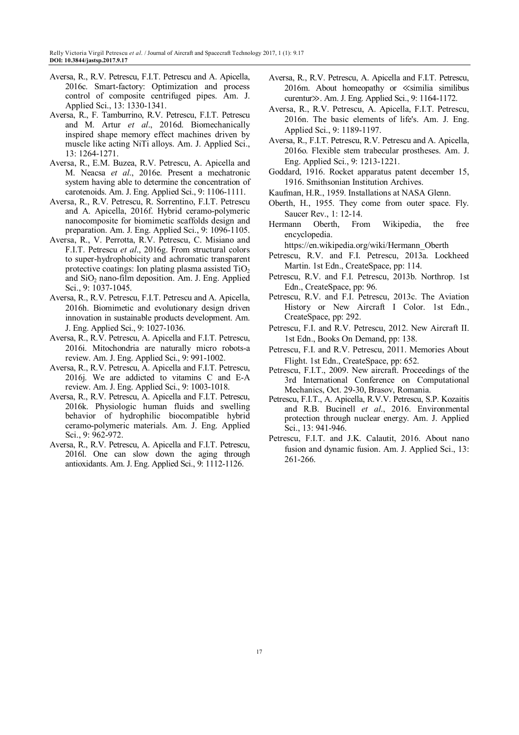Aversa, R., R.V. Petrescu, F.I.T. Petrescu and A. Apicella, 2016c. Smart-factory: Optimization and process control of composite centrifuged pipes. Am. J. Applied Sci., 13: 1330-1341.

Aversa, R., F. Tamburrino, R.V. Petrescu, F.I.T. Petrescu and M. Artur *et al*., 2016d. Biomechanically inspired shape memory effect machines driven by muscle like acting NiTi alloys. Am. J. Applied Sci., 13: 1264-1271.

Aversa, R., E.M. Buzea, R.V. Petrescu, A. Apicella and M. Neacsa *et al*., 2016e. Present a mechatronic system having able to determine the concentration of carotenoids. Am. J. Eng. Applied Sci., 9: 1106-1111.

Aversa, R., R.V. Petrescu, R. Sorrentino, F.I.T. Petrescu and A. Apicella, 2016f. Hybrid ceramo-polymeric nanocomposite for biomimetic scaffolds design and preparation. Am. J. Eng. Applied Sci., 9: 1096-1105.

Aversa, R., V. Perrotta, R.V. Petrescu, C. Misiano and F.I.T. Petrescu *et al*., 2016g. From structural colors to super-hydrophobicity and achromatic transparent protective coatings: Ion plating plasma assisted $TiO_2$ and $SiO_2$ nano-film deposition. Am. J. Eng. Applied Sci., 9: 1037-1045.

Aversa, R., R.V. Petrescu, F.I.T. Petrescu and A. Apicella, 2016h. Biomimetic and evolutionary design driven innovation in sustainable products development. Am. J. Eng. Applied Sci., 9: 1027-1036.

Aversa, R., R.V. Petrescu, A. Apicella and F.I.T. Petrescu, 2016i. Mitochondria are naturally micro robots-a review. Am. J. Eng. Applied Sci., 9: 991-1002.

Aversa, R., R.V. Petrescu, A. Apicella and F.I.T. Petrescu, 2016j. We are addicted to vitamins C and E-A review. Am. J. Eng. Applied Sci., 9: 1003-1018.

Aversa, R., R.V. Petrescu, A. Apicella and F.I.T. Petrescu, 2016k. Physiologic human fluids and swelling behavior of hydrophilic biocompatible hybrid ceramo-polymeric materials. Am. J. Eng. Applied Sci., 9: 962-972.

Aversa, R., R.V. Petrescu, A. Apicella and F.I.T. Petrescu, 2016l. One can slow down the aging through antioxidants. Am. J. Eng. Applied Sci., 9: 1112-1126.

Aversa, R., R.V. Petrescu, A. Apicella and F.I.T. Petrescu, 2016m. About homeopathy or ≪similia similibus curentur≫. Am. J. Eng. Applied Sci., 9: 1164-1172.

Aversa, R., R.V. Petrescu, A. Apicella, F.I.T. Petrescu, 2016n. The basic elements of life's. Am. J. Eng. Applied Sci., 9: 1189-1197.

Aversa, R., F.I.T. Petrescu, R.V. Petrescu and A. Apicella, 2016o. Flexible stem trabecular prostheses. Am. J. Eng. Applied Sci., 9: 1213-1221.

Goddard, 1916. Rocket apparatus patent december 15, 1916. Smithsonian Institution Archives.

Kaufman, H.R., 1959. Installations at NASA Glenn.

Oberth, H., 1955. They come from outer space. Fly. Saucer Rev., 1: 12-14.

Hermann Oberth, From Wikipedia, the free encyclopedia. https://en.wikipedia.org/wiki/Hermann_Oberth

Petrescu, R.V. and F.I. Petrescu, 2013a. Lockheed Martin. 1st Edn., CreateSpace, pp: 114.

Petrescu, R.V. and F.I. Petrescu, 2013b. Northrop. 1st Edn., CreateSpace, pp: 96.

Petrescu, R.V. and F.I. Petrescu, 2013c. The Aviation History or New Aircraft I Color. 1st Edn., CreateSpace, pp: 292.

Petrescu, F.I. and R.V. Petrescu, 2012. New Aircraft II. 1st Edn., Books On Demand, pp: 138.

Petrescu, F.I. and R.V. Petrescu, 2011. Memories About Flight. 1st Edn., CreateSpace, pp: 652.

Petrescu, F.I.T., 2009. New aircraft. Proceedings of the 3rd International Conference on Computational Mechanics, Oct. 29-30, Brasov, Romania.

Petrescu, F.I.T., A. Apicella, R.V.V. Petrescu, S.P. Kozaitis and R.B. Bucinell *et al*., 2016. Environmental protection through nuclear energy. Am. J. Applied Sci., 13: 941-946.

Petrescu, F.I.T. and J.K. Calautit, 2016. About nano fusion and dynamic fusion. Am. J. Applied Sci., 13: 261-266.